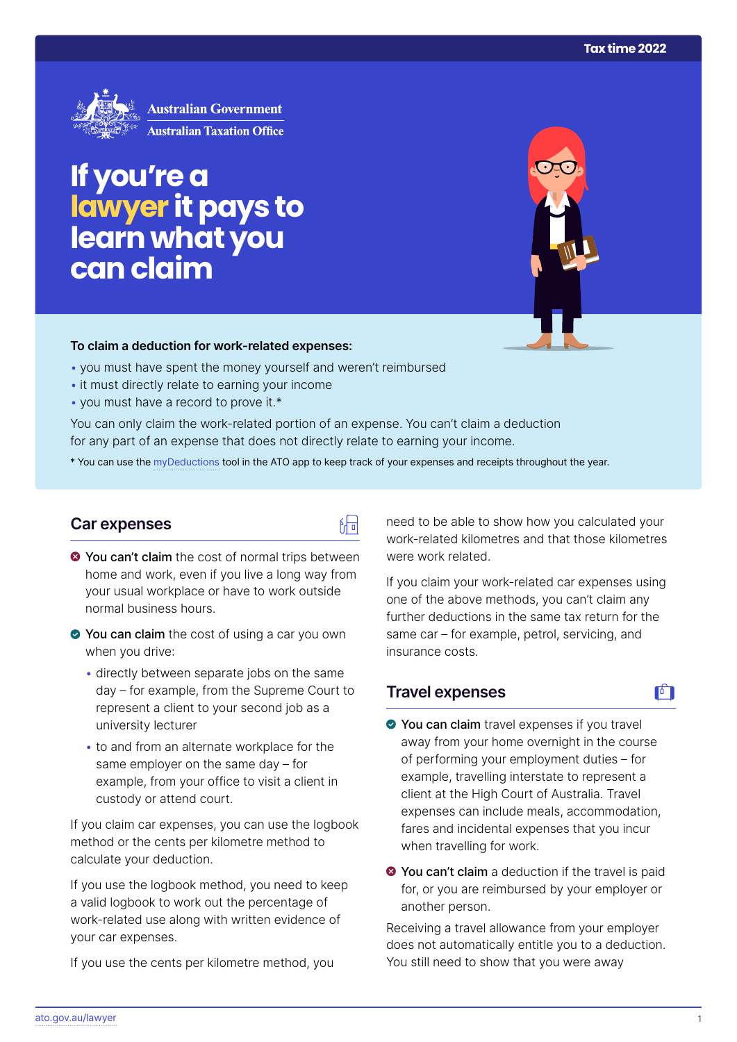Tax time 2022

Australian Government
Australian Taxation Office

# If you're a lawyer it pays to learn what you can claim

**To claim a deduction for work-related expenses:**

- you must have spent the money yourself and weren't reimbursed
- it must directly relate to earning your income
- you must have a record to prove it.*

You can only claim the work-related portion of an expense. You can't claim a deduction for any part of an expense that does not directly relate to earning your income.

* You can use the myDeductions tool in the ATO app to keep track of your expenses and receipts throughout the year.

## Car expenses

- **You can't claim** the cost of normal trips between home and work, even if you live a long way from your usual workplace or have to work outside normal business hours.
- **You can claim** the cost of using a car you own when you drive:
  - directly between separate jobs on the same day – for example, from the Supreme Court to represent a client to your second job as a university lecturer
  - to and from an alternate workplace for the same employer on the same day – for example, from your office to visit a client in custody or attend court.

If you claim car expenses, you can use the logbook method or the cents per kilometre method to calculate your deduction.

If you use the logbook method, you need to keep a valid logbook to work out the percentage of work-related use along with written evidence of your car expenses.

If you use the cents per kilometre method, you need to be able to show how you calculated your work-related kilometres and that those kilometres were work related.

If you claim your work-related car expenses using one of the above methods, you can't claim any further deductions in the same tax return for the same car – for example, petrol, servicing, and insurance costs.

## Travel expenses

- **You can claim** travel expenses if you travel away from your home overnight in the course of performing your employment duties – for example, travelling interstate to represent a client at the High Court of Australia. Travel expenses can include meals, accommodation, fares and incidental expenses that you incur when travelling for work.
- **You can't claim** a deduction if the travel is paid for, or you are reimbursed by your employer or another person.

Receiving a travel allowance from your employer does not automatically entitle you to a deduction. You still need to show that you were away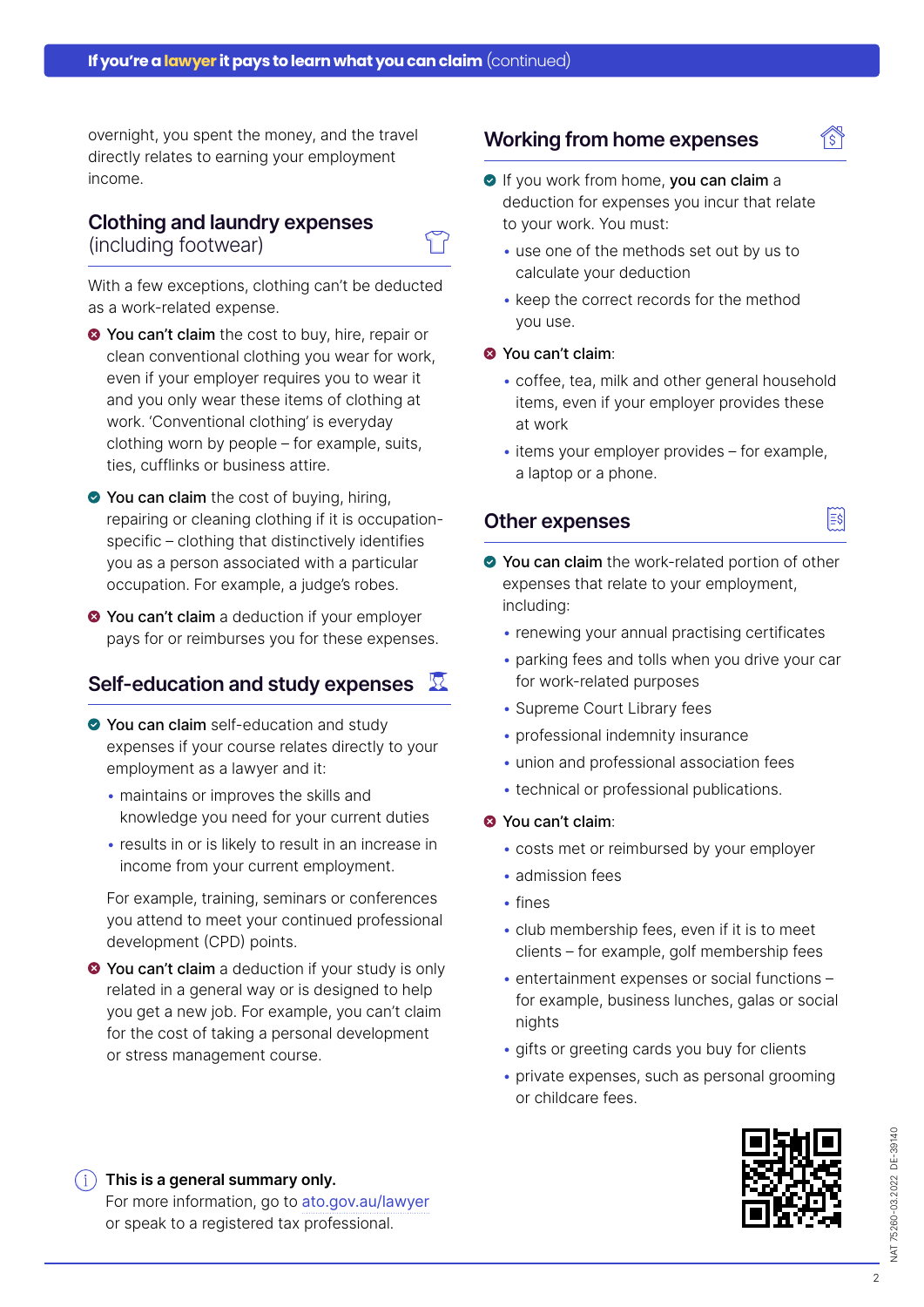overnight, you spent the money, and the travel directly relates to earning your employment income.

## Clothing and laundry expenses (including footwear)

With a few exceptions, clothing can't be deducted as a work-related expense.

- **You can't claim** the cost to buy, hire, repair or clean conventional clothing you wear for work, even if your employer requires you to wear it and you only wear these items of clothing at work. 'Conventional clothing' is everyday clothing worn by people – for example, suits, ties, cufflinks or business attire.
- **You can claim** the cost of buying, hiring, repairing or cleaning clothing if it is occupation-specific – clothing that distinctively identifies you as a person associated with a particular occupation. For example, a judge's robes.
- **You can't claim** a deduction if your employer pays for or reimburses you for these expenses.

## Self-education and study expenses

- **You can claim** self-education and study expenses if your course relates directly to your employment as a lawyer and it:
  - maintains or improves the skills and knowledge you need for your current duties
  - results in or is likely to result in an increase in income from your current employment.

  For example, training, seminars or conferences you attend to meet your continued professional development (CPD) points.
- **You can't claim** a deduction if your study is only related in a general way or is designed to help you get a new job. For example, you can't claim for the cost of taking a personal development or stress management course.

## Working from home expenses

- If you work from home, **you can claim** a deduction for expenses you incur that relate to your work. You must:
  - use one of the methods set out by us to calculate your deduction
  - keep the correct records for the method you use.
- **You can't claim**:
  - coffee, tea, milk and other general household items, even if your employer provides these at work
  - items your employer provides – for example, a laptop or a phone.

## Other expenses

- **You can claim** the work-related portion of other expenses that relate to your employment, including:
  - renewing your annual practising certificates
  - parking fees and tolls when you drive your car for work-related purposes
  - Supreme Court Library fees
  - professional indemnity insurance
  - union and professional association fees
  - technical or professional publications.
- **You can't claim**:
  - costs met or reimbursed by your employer
  - admission fees
  - fines
  - club membership fees, even if it is to meet clients – for example, golf membership fees
  - entertainment expenses or social functions – for example, business lunches, galas or social nights
  - gifts or greeting cards you buy for clients
  - private expenses, such as personal grooming or childcare fees.

**This is a general summary only.**
For more information, go to ato.gov.au/lawyer or speak to a registered tax professional.

NAT 75260-03.2022 DE-39140